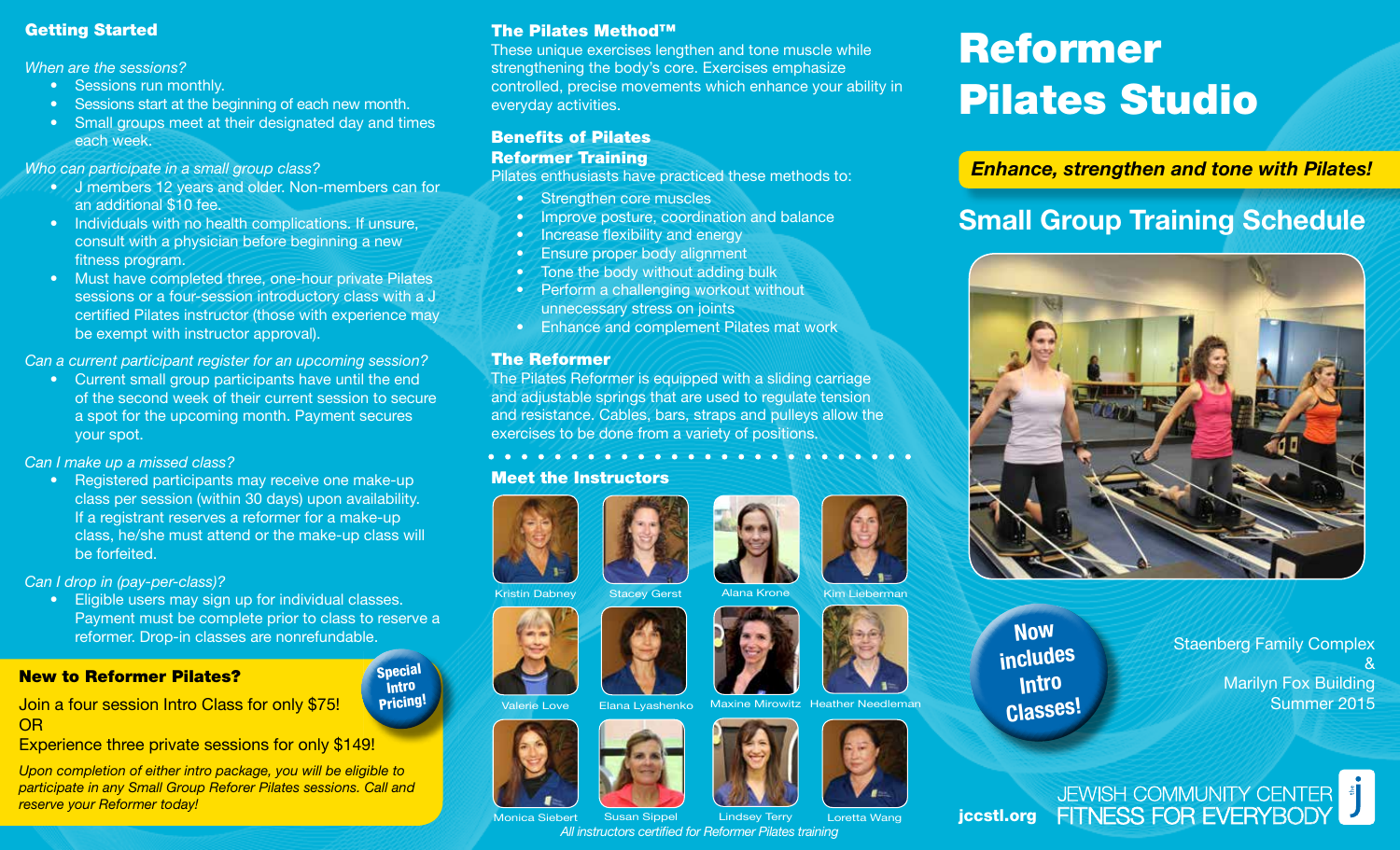# Reformer Pilates Studio

***Enhance, strengthen and tone with Pilates!***

## Small Group Training Schedule

**Now includes Intro Classes!**

Staenberg Family Complex
&
Marilyn Fox Building
Summer 2015

jccstl.org

JEWISH COMMUNITY CENTER
FITNESS FOR EVERYBODY

## Getting Started

*When are the sessions?*

- Sessions run monthly.
- Sessions start at the beginning of each new month.
- Small groups meet at their designated day and times each week.

*Who can participate in a small group class?*

- J members 12 years and older. Non-members can for an additional $10 fee.
- Individuals with no health complications. If unsure, consult with a physician before beginning a new fitness program.
- Must have completed three, one-hour private Pilates sessions or a four-session introductory class with a J certified Pilates instructor (those with experience may be exempt with instructor approval).

*Can a current participant register for an upcoming session?*

- Current small group participants have until the end of the second week of their current session to secure a spot for the upcoming month. Payment secures your spot.

*Can I make up a missed class?*

- Registered participants may receive one make-up class per session (within 30 days) upon availability. If a registrant reserves a reformer for a make-up class, he/she must attend or the make-up class will be forfeited.

*Can I drop in (pay-per-class)?*

- Eligible users may sign up for individual classes. Payment must be complete prior to class to reserve a reformer. Drop-in classes are nonrefundable.

### New to Reformer Pilates?

**Special Intro Pricing!**

Join a four session Intro Class for only $75!
OR
Experience three private sessions for only $149!

*Upon completion of either intro package, you will be eligible to participate in any Small Group Reforer Pilates sessions. Call and reserve your Reformer today!*

## The Pilates Method™

These unique exercises lengthen and tone muscle while strengthening the body's core. Exercises emphasize controlled, precise movements which enhance your ability in everyday activities.

## Benefits of Pilates Reformer Training

Pilates enthusiasts have practiced these methods to:

- Strengthen core muscles
- Improve posture, coordination and balance
- Increase flexibility and energy
- Ensure proper body alignment
- Tone the body without adding bulk
- Perform a challenging workout without unnecessary stress on joints
- Enhance and complement Pilates mat work

## The Reformer

The Pilates Reformer is equipped with a sliding carriage and adjustable springs that are used to regulate tension and resistance. Cables, bars, straps and pulleys allow the exercises to be done from a variety of positions.

## Meet the Instructors

Kristin Dabney, Stacey Gerst, Alana Krone, Kim Lieberman, Valerie Love, Elana Lyashenko, Maxine Mirowitz, Heather Needleman, Monica Siebert, Susan Sippel, Lindsey Terry, Loretta Wang

*All instructors certified for Reformer Pilates training*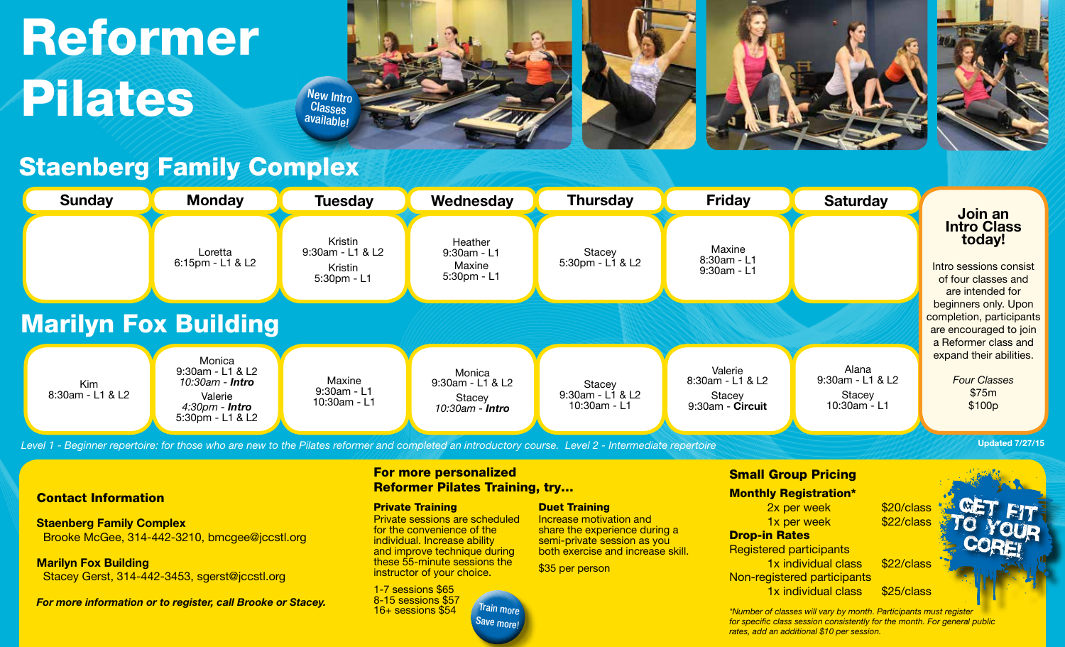# Reformer Pilates

New Intro Classes available!

## Staenberg Family Complex

| Sunday | Monday | Tuesday | Wednesday | Thursday | Friday | Saturday |
|---|---|---|---|---|---|---|
| | Loretta 6:15pm - L1 & L2 | Kristin 9:30am - L1 & L2<br>Kristin 5:30pm - L1 | Heather 9:30am - L1<br>Maxine 5:30pm - L1 | Stacey 5:30pm - L1 & L2 | Maxine 8:30am - L1<br>9:30am - L1 | |

## Marilyn Fox Building

| Sunday | Monday | Tuesday | Wednesday | Thursday | Friday | Saturday |
|---|---|---|---|---|---|---|
| Kim 8:30am - L1 & L2 | Monica 9:30am - L1 & L2<br>*10:30am* - ***Intro***<br>Valerie<br>*4:30pm* - ***Intro***<br>5:30pm - L1 & L2 | Maxine 9:30am - L1<br>10:30am - L1 | Monica 9:30am - L1 & L2<br>Stacey<br>*10:30am* - ***Intro*** | Stacey 9:30am - L1 & L2<br>10:30am - L1 | Valerie 8:30am - L1 & L2<br>Stacey 9:30am - **Circuit** | Alana 9:30am - L1 & L2<br>Stacey 10:30am - L1 |

*Level 1 - Beginner repertoire: for those who are new to the Pilates reformer and completed an introductory course. Level 2 - Intermediate repertoire*

### Join an Intro Class today!

Intro sessions consist of four classes and are intended for beginners only. Upon completion, participants are encouraged to join a Reformer class and expand their abilities.

*Four Classes*
$75m
$100p

**Updated 7/27/15**

### Contact Information

**Staenberg Family Complex**
Brooke McGee, 314-442-3210, bmcgee@jccstl.org

**Marilyn Fox Building**
Stacey Gerst, 314-442-3453, sgerst@jccstl.org

***For more information or to register, call Brooke or Stacey.***

### For more personalized Reformer Pilates Training, try...

**Private Training**
Private sessions are scheduled for the convenience of the individual. Increase ability and improve technique during these 55-minute sessions the instructor of your choice.

1-7 sessions $65
8-15 sessions $57
16+ sessions $54

Train more Save more!

**Duet Training**
Increase motivation and share the experience during a semi-private session as you both exercise and increase skill.

$35 per person

### Small Group Pricing

**Monthly Registration***

| | |
|---|---|
| 2x per week | $20/class |
| 1x per week | $22/class |

**Drop-in Rates**

| | |
|---|---|
| Registered participants | |
| 1x individual class | $22/class |
| Non-registered participants | |
| 1x individual class | $25/class |

*\*Number of classes will vary by month. Participants must register for specific class session consistently for the month. For general public rates, add an additional $10 per session.*

GET FIT TO YOUR CORE!